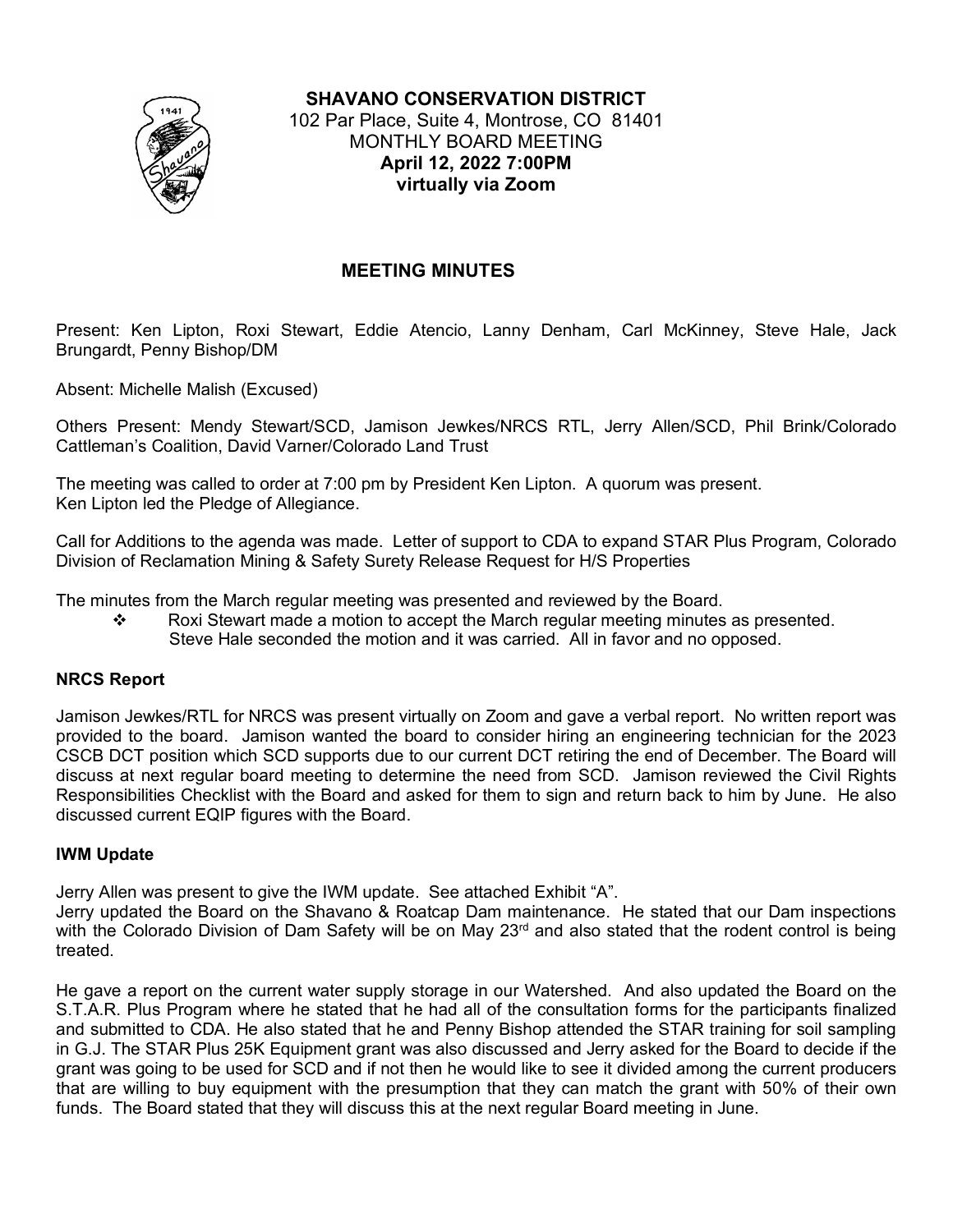**SHAVANO CONSERVATION DISTRICT**
102 Par Place, Suite 4, Montrose, CO 81401
MONTHLY BOARD MEETING
**April 12, 2022 7:00PM**
**virtually via Zoom**

## MEETING MINUTES

Present: Ken Lipton, Roxi Stewart, Eddie Atencio, Lanny Denham, Carl McKinney, Steve Hale, Jack Brungardt, Penny Bishop/DM

Absent: Michelle Malish (Excused)

Others Present: Mendy Stewart/SCD, Jamison Jewkes/NRCS RTL, Jerry Allen/SCD, Phil Brink/Colorado Cattleman's Coalition, David Varner/Colorado Land Trust

The meeting was called to order at 7:00 pm by President Ken Lipton. A quorum was present.
Ken Lipton led the Pledge of Allegiance.

Call for Additions to the agenda was made. Letter of support to CDA to expand STAR Plus Program, Colorado Division of Reclamation Mining & Safety Surety Release Request for H/S Properties

The minutes from the March regular meeting was presented and reviewed by the Board.

- Roxi Stewart made a motion to accept the March regular meeting minutes as presented. Steve Hale seconded the motion and it was carried. All in favor and no opposed.

### NRCS Report

Jamison Jewkes/RTL for NRCS was present virtually on Zoom and gave a verbal report. No written report was provided to the board. Jamison wanted the board to consider hiring an engineering technician for the 2023 CSCB DCT position which SCD supports due to our current DCT retiring the end of December. The Board will discuss at next regular board meeting to determine the need from SCD. Jamison reviewed the Civil Rights Responsibilities Checklist with the Board and asked for them to sign and return back to him by June. He also discussed current EQIP figures with the Board.

### IWM Update

Jerry Allen was present to give the IWM update. See attached Exhibit "A".
Jerry updated the Board on the Shavano & Roatcap Dam maintenance. He stated that our Dam inspections with the Colorado Division of Dam Safety will be on May 23rd and also stated that the rodent control is being treated.

He gave a report on the current water supply storage in our Watershed. And also updated the Board on the S.T.A.R. Plus Program where he stated that he had all of the consultation forms for the participants finalized and submitted to CDA. He also stated that he and Penny Bishop attended the STAR training for soil sampling in G.J. The STAR Plus 25K Equipment grant was also discussed and Jerry asked for the Board to decide if the grant was going to be used for SCD and if not then he would like to see it divided among the current producers that are willing to buy equipment with the presumption that they can match the grant with 50% of their own funds. The Board stated that they will discuss this at the next regular Board meeting in June.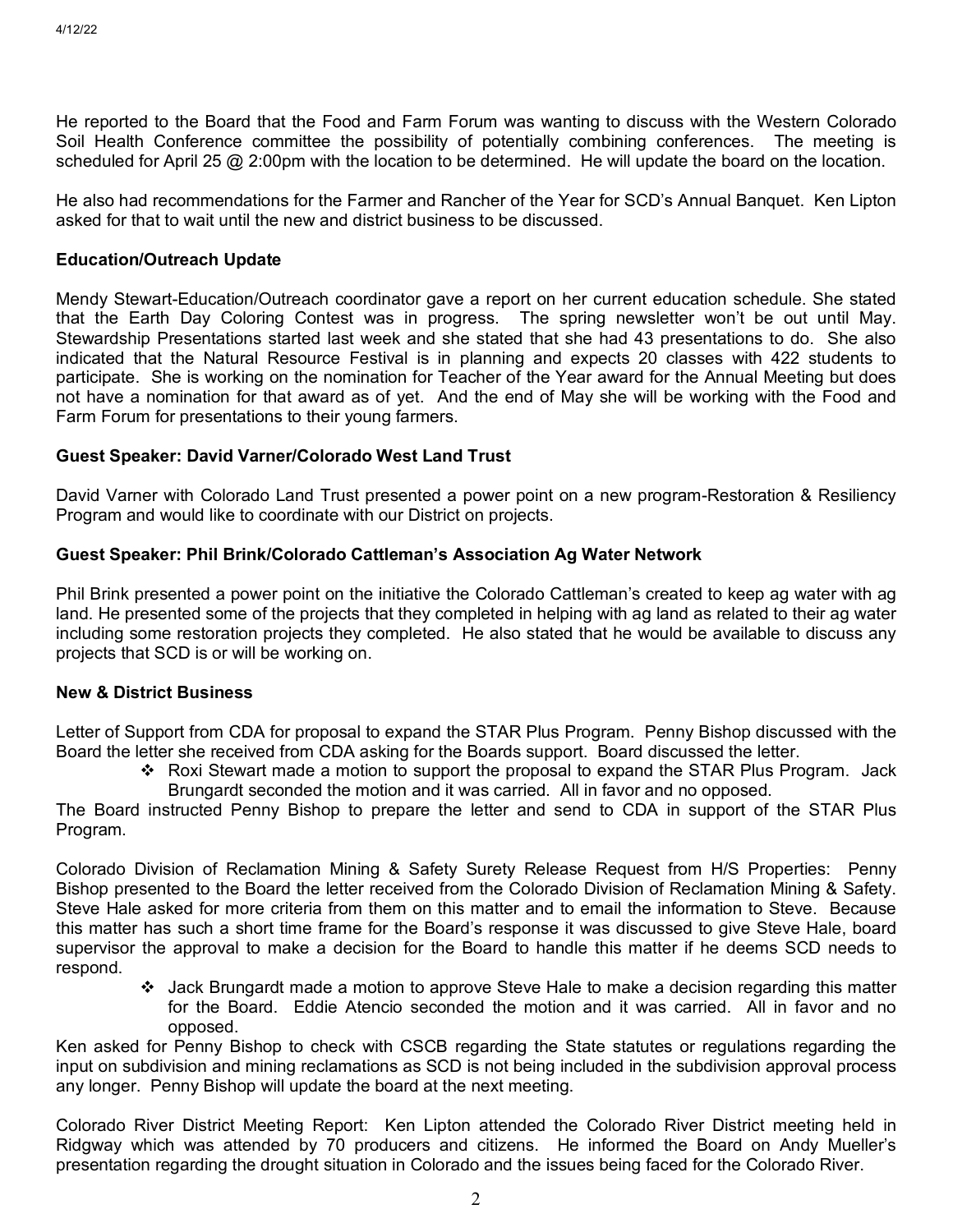He reported to the Board that the Food and Farm Forum was wanting to discuss with the Western Colorado Soil Health Conference committee the possibility of potentially combining conferences. The meeting is scheduled for April 25 @ 2:00pm with the location to be determined. He will update the board on the location.

He also had recommendations for the Farmer and Rancher of the Year for SCD's Annual Banquet. Ken Lipton asked for that to wait until the new and district business to be discussed.

**Education/Outreach Update**

Mendy Stewart-Education/Outreach coordinator gave a report on her current education schedule. She stated that the Earth Day Coloring Contest was in progress. The spring newsletter won't be out until May. Stewardship Presentations started last week and she stated that she had 43 presentations to do. She also indicated that the Natural Resource Festival is in planning and expects 20 classes with 422 students to participate. She is working on the nomination for Teacher of the Year award for the Annual Meeting but does not have a nomination for that award as of yet. And the end of May she will be working with the Food and Farm Forum for presentations to their young farmers.

**Guest Speaker: David Varner/Colorado West Land Trust**

David Varner with Colorado Land Trust presented a power point on a new program-Restoration & Resiliency Program and would like to coordinate with our District on projects.

**Guest Speaker: Phil Brink/Colorado Cattleman's Association Ag Water Network**

Phil Brink presented a power point on the initiative the Colorado Cattleman's created to keep ag water with ag land. He presented some of the projects that they completed in helping with ag land as related to their ag water including some restoration projects they completed. He also stated that he would be available to discuss any projects that SCD is or will be working on.

**New & District Business**

Letter of Support from CDA for proposal to expand the STAR Plus Program. Penny Bishop discussed with the Board the letter she received from CDA asking for the Boards support. Board discussed the letter.

- ❖ Roxi Stewart made a motion to support the proposal to expand the STAR Plus Program. Jack Brungardt seconded the motion and it was carried. All in favor and no opposed.

The Board instructed Penny Bishop to prepare the letter and send to CDA in support of the STAR Plus Program.

Colorado Division of Reclamation Mining & Safety Surety Release Request from H/S Properties: Penny Bishop presented to the Board the letter received from the Colorado Division of Reclamation Mining & Safety. Steve Hale asked for more criteria from them on this matter and to email the information to Steve. Because this matter has such a short time frame for the Board's response it was discussed to give Steve Hale, board supervisor the approval to make a decision for the Board to handle this matter if he deems SCD needs to respond.

- ❖ Jack Brungardt made a motion to approve Steve Hale to make a decision regarding this matter for the Board. Eddie Atencio seconded the motion and it was carried. All in favor and no opposed.

Ken asked for Penny Bishop to check with CSCB regarding the State statutes or regulations regarding the input on subdivision and mining reclamations as SCD is not being included in the subdivision approval process any longer. Penny Bishop will update the board at the next meeting.

Colorado River District Meeting Report: Ken Lipton attended the Colorado River District meeting held in Ridgway which was attended by 70 producers and citizens. He informed the Board on Andy Mueller's presentation regarding the drought situation in Colorado and the issues being faced for the Colorado River.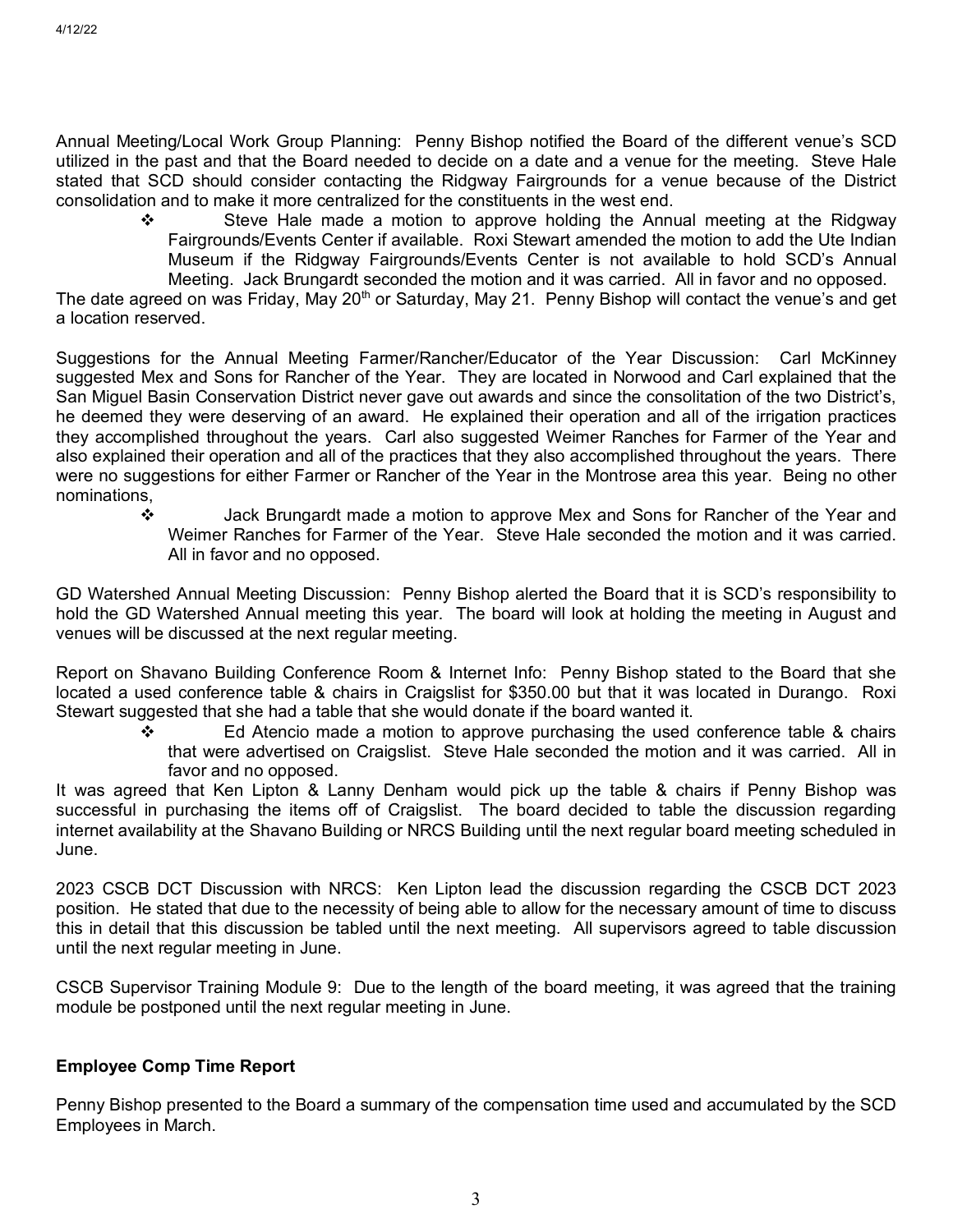Annual Meeting/Local Work Group Planning: Penny Bishop notified the Board of the different venue's SCD utilized in the past and that the Board needed to decide on a date and a venue for the meeting. Steve Hale stated that SCD should consider contacting the Ridgway Fairgrounds for a venue because of the District consolidation and to make it more centralized for the constituents in the west end.

- ❖ Steve Hale made a motion to approve holding the Annual meeting at the Ridgway Fairgrounds/Events Center if available. Roxi Stewart amended the motion to add the Ute Indian Museum if the Ridgway Fairgrounds/Events Center is not available to hold SCD's Annual Meeting. Jack Brungardt seconded the motion and it was carried. All in favor and no opposed.

The date agreed on was Friday, May 20th or Saturday, May 21. Penny Bishop will contact the venue's and get a location reserved.

Suggestions for the Annual Meeting Farmer/Rancher/Educator of the Year Discussion: Carl McKinney suggested Mex and Sons for Rancher of the Year. They are located in Norwood and Carl explained that the San Miguel Basin Conservation District never gave out awards and since the consolitation of the two District's, he deemed they were deserving of an award. He explained their operation and all of the irrigation practices they accomplished throughout the years. Carl also suggested Weimer Ranches for Farmer of the Year and also explained their operation and all of the practices that they also accomplished throughout the years. There were no suggestions for either Farmer or Rancher of the Year in the Montrose area this year. Being no other nominations,

- ❖ Jack Brungardt made a motion to approve Mex and Sons for Rancher of the Year and Weimer Ranches for Farmer of the Year. Steve Hale seconded the motion and it was carried. All in favor and no opposed.

GD Watershed Annual Meeting Discussion: Penny Bishop alerted the Board that it is SCD's responsibility to hold the GD Watershed Annual meeting this year. The board will look at holding the meeting in August and venues will be discussed at the next regular meeting.

Report on Shavano Building Conference Room & Internet Info: Penny Bishop stated to the Board that she located a used conference table & chairs in Craigslist for $350.00 but that it was located in Durango. Roxi Stewart suggested that she had a table that she would donate if the board wanted it.

- ❖ Ed Atencio made a motion to approve purchasing the used conference table & chairs that were advertised on Craigslist. Steve Hale seconded the motion and it was carried. All in favor and no opposed.

It was agreed that Ken Lipton & Lanny Denham would pick up the table & chairs if Penny Bishop was successful in purchasing the items off of Craigslist. The board decided to table the discussion regarding internet availability at the Shavano Building or NRCS Building until the next regular board meeting scheduled in June.

2023 CSCB DCT Discussion with NRCS: Ken Lipton lead the discussion regarding the CSCB DCT 2023 position. He stated that due to the necessity of being able to allow for the necessary amount of time to discuss this in detail that this discussion be tabled until the next meeting. All supervisors agreed to table discussion until the next regular meeting in June.

CSCB Supervisor Training Module 9: Due to the length of the board meeting, it was agreed that the training module be postponed until the next regular meeting in June.

**Employee Comp Time Report**

Penny Bishop presented to the Board a summary of the compensation time used and accumulated by the SCD Employees in March.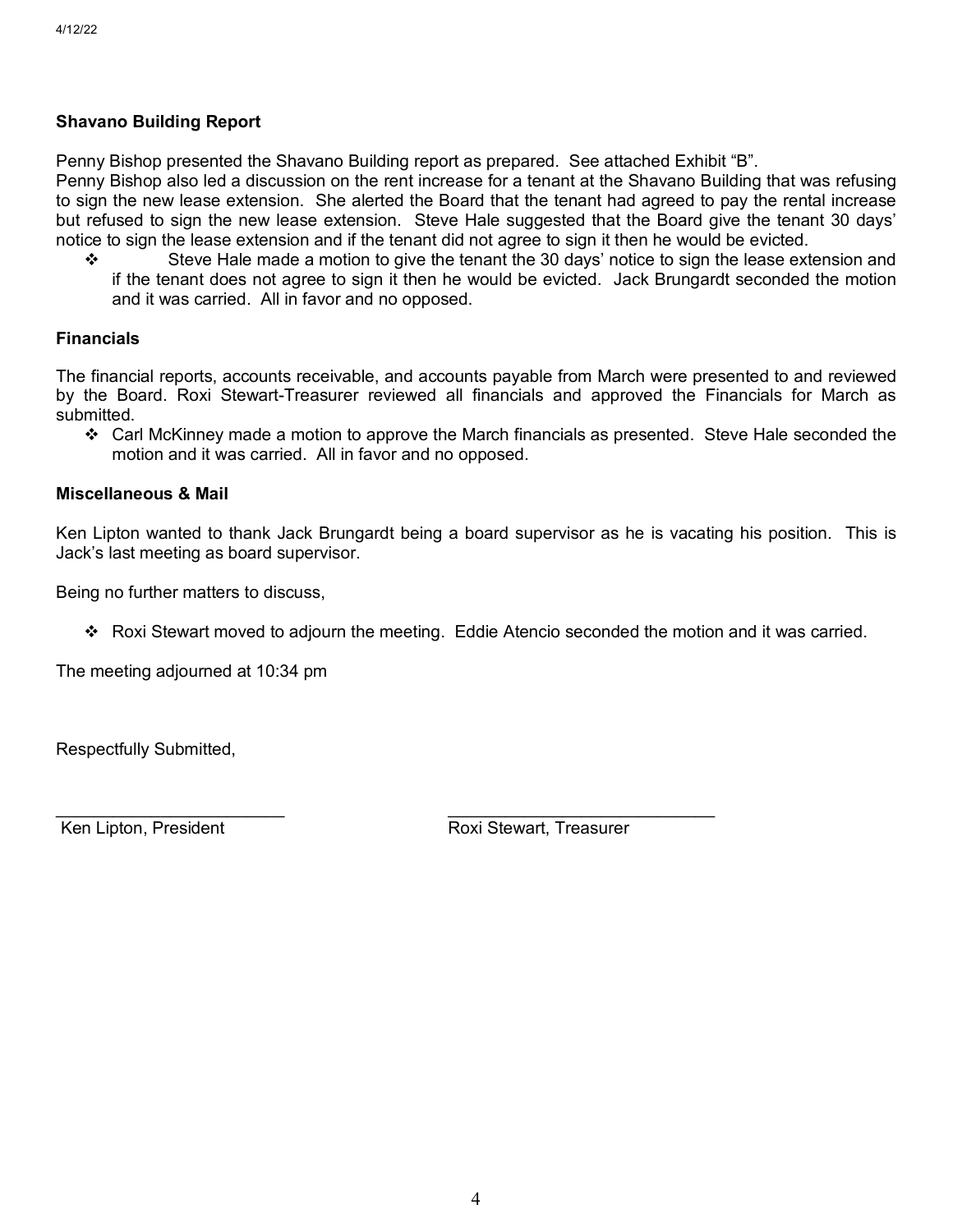### Shavano Building Report

Penny Bishop presented the Shavano Building report as prepared. See attached Exhibit "B".
Penny Bishop also led a discussion on the rent increase for a tenant at the Shavano Building that was refusing to sign the new lease extension. She alerted the Board that the tenant had agreed to pay the rental increase but refused to sign the new lease extension. Steve Hale suggested that the Board give the tenant 30 days' notice to sign the lease extension and if the tenant did not agree to sign it then he would be evicted.

- ❖ Steve Hale made a motion to give the tenant the 30 days' notice to sign the lease extension and if the tenant does not agree to sign it then he would be evicted. Jack Brungardt seconded the motion and it was carried. All in favor and no opposed.

### Financials

The financial reports, accounts receivable, and accounts payable from March were presented to and reviewed by the Board. Roxi Stewart-Treasurer reviewed all financials and approved the Financials for March as submitted.

- ❖ Carl McKinney made a motion to approve the March financials as presented. Steve Hale seconded the motion and it was carried. All in favor and no opposed.

### Miscellaneous & Mail

Ken Lipton wanted to thank Jack Brungardt being a board supervisor as he is vacating his position. This is Jack's last meeting as board supervisor.

Being no further matters to discuss,

- ❖ Roxi Stewart moved to adjourn the meeting. Eddie Atencio seconded the motion and it was carried.

The meeting adjourned at 10:34 pm

Respectfully Submitted,

| | |
|---|---|
| \_\_\_\_\_\_\_\_\_\_\_\_\_\_\_\_\_\_\_\_\_\_\_\_ | \_\_\_\_\_\_\_\_\_\_\_\_\_\_\_\_\_\_\_\_\_\_\_\_\_\_\_\_ |
| Ken Lipton, President | Roxi Stewart, Treasurer |